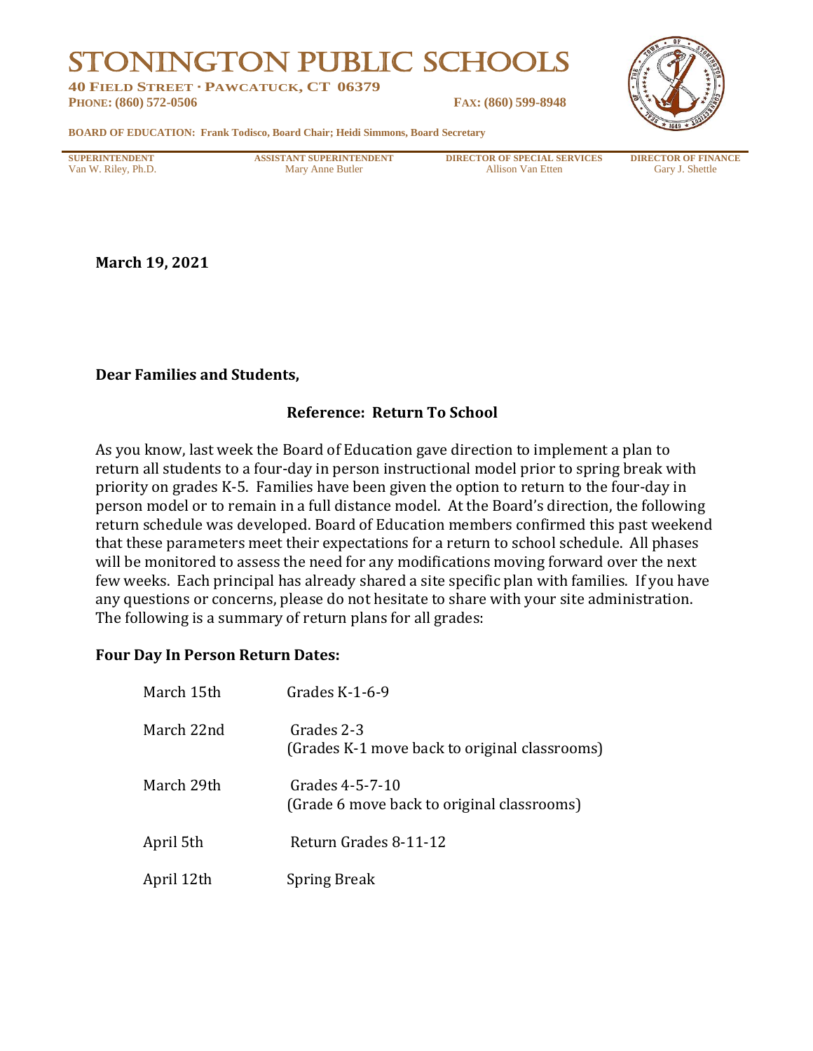# STONINGTON PUBLIC SCHOOLS

**40 FIELD STREET · PAWCATUCK, CT 06379**
**PHONE: (860) 572-0506** **FAX: (860) 599-8948**

**BOARD OF EDUCATION: Frank Todisco, Board Chair; Heidi Simmons, Board Secretary**

| SUPERINTENDENT | ASSISTANT SUPERINTENDENT | DIRECTOR OF SPECIAL SERVICES | DIRECTOR OF FINANCE |
|---|---|---|---|
| Van W. Riley, Ph.D. | Mary Anne Butler | Allison Van Etten | Gary J. Shettle |

**March 19, 2021**

**Dear Families and Students,**

**Reference: Return To School**

As you know, last week the Board of Education gave direction to implement a plan to return all students to a four-day in person instructional model prior to spring break with priority on grades K-5. Families have been given the option to return to the four-day in person model or to remain in a full distance model. At the Board's direction, the following return schedule was developed. Board of Education members confirmed this past weekend that these parameters meet their expectations for a return to school schedule. All phases will be monitored to assess the need for any modifications moving forward over the next few weeks. Each principal has already shared a site specific plan with families. If you have any questions or concerns, please do not hesitate to share with your site administration. The following is a summary of return plans for all grades:

**Four Day In Person Return Dates:**

| | |
|---|---|
| March 15th | Grades K-1-6-9 |
| March 22nd | Grades 2-3<br>(Grades K-1 move back to original classrooms) |
| March 29th | Grades 4-5-7-10<br>(Grade 6 move back to original classrooms) |
| April 5th | Return Grades 8-11-12 |
| April 12th | Spring Break |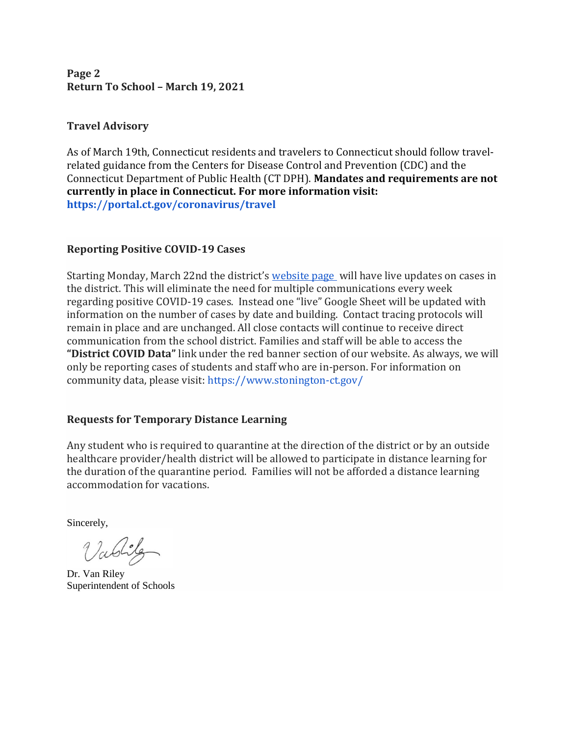## Travel Advisory

As of March 19th, Connecticut residents and travelers to Connecticut should follow travel-related guidance from the Centers for Disease Control and Prevention (CDC) and the Connecticut Department of Public Health (CT DPH). **Mandates and requirements are not currently in place in Connecticut. For more information visit: https://portal.ct.gov/coronavirus/travel**

## Reporting Positive COVID-19 Cases

Starting Monday, March 22nd the district's website page will have live updates on cases in the district. This will eliminate the need for multiple communications every week regarding positive COVID-19 cases. Instead one "live" Google Sheet will be updated with information on the number of cases by date and building. Contact tracing protocols will remain in place and are unchanged. All close contacts will continue to receive direct communication from the school district. Families and staff will be able to access the **"District COVID Data"** link under the red banner section of our website. As always, we will only be reporting cases of students and staff who are in-person. For information on community data, please visit: https://www.stonington-ct.gov/

## Requests for Temporary Distance Learning

Any student who is required to quarantine at the direction of the district or by an outside healthcare provider/health district will be allowed to participate in distance learning for the duration of the quarantine period. Families will not be afforded a distance learning accommodation for vacations.

Sincerely,

Dr. Van Riley
Superintendent of Schools